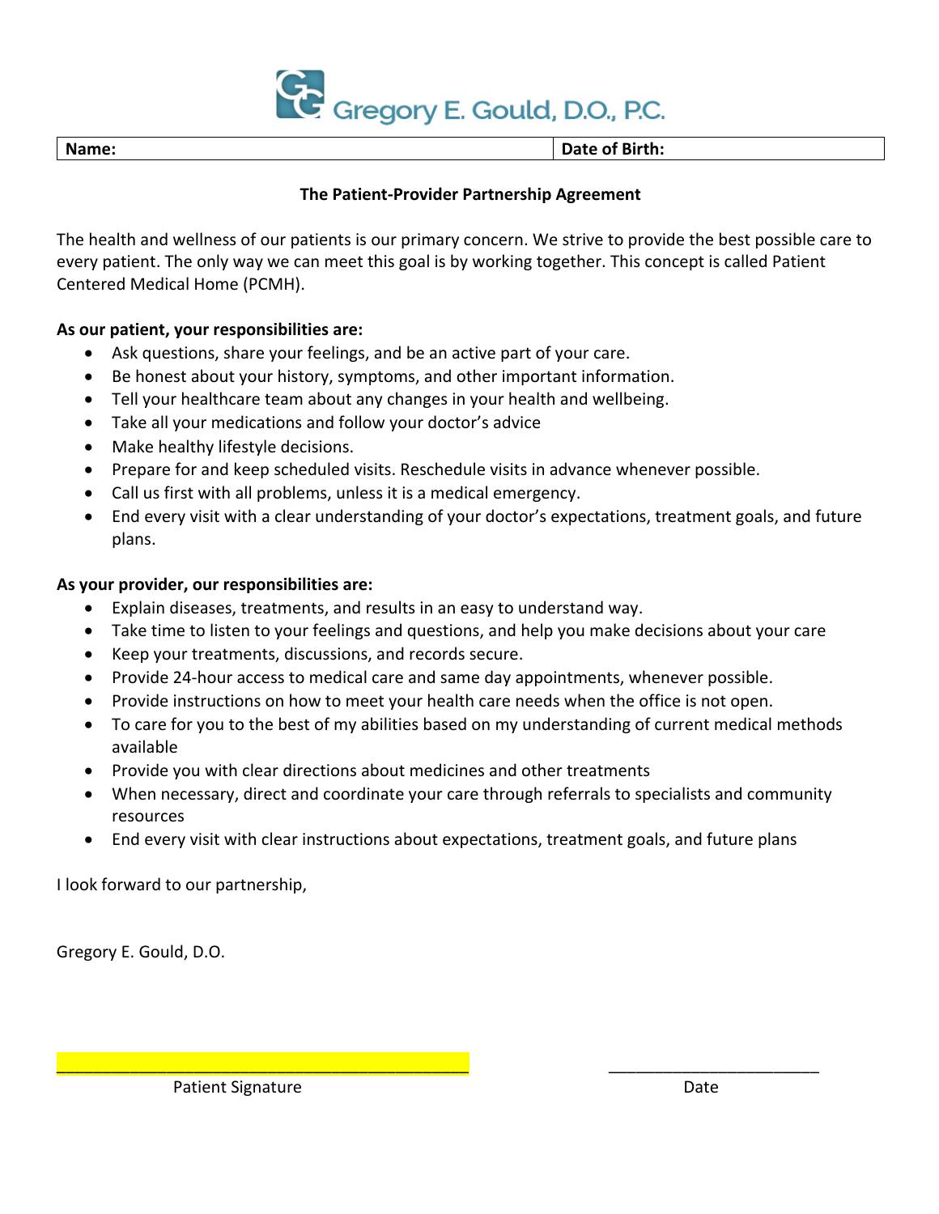Gregory E. Gould, D.O., P.C.

| Name: | Date of Birth: |
| --- | --- |

**The Patient-Provider Partnership Agreement**

The health and wellness of our patients is our primary concern. We strive to provide the best possible care to every patient. The only way we can meet this goal is by working together. This concept is called Patient Centered Medical Home (PCMH).

**As our patient, your responsibilities are:**

- Ask questions, share your feelings, and be an active part of your care.
- Be honest about your history, symptoms, and other important information.
- Tell your healthcare team about any changes in your health and wellbeing.
- Take all your medications and follow your doctor's advice
- Make healthy lifestyle decisions.
- Prepare for and keep scheduled visits. Reschedule visits in advance whenever possible.
- Call us first with all problems, unless it is a medical emergency.
- End every visit with a clear understanding of your doctor's expectations, treatment goals, and future plans.

**As your provider, our responsibilities are:**

- Explain diseases, treatments, and results in an easy to understand way.
- Take time to listen to your feelings and questions, and help you make decisions about your care
- Keep your treatments, discussions, and records secure.
- Provide 24-hour access to medical care and same day appointments, whenever possible.
- Provide instructions on how to meet your health care needs when the office is not open.
- To care for you to the best of my abilities based on my understanding of current medical methods available
- Provide you with clear directions about medicines and other treatments
- When necessary, direct and coordinate your care through referrals to specialists and community resources
- End every visit with clear instructions about expectations, treatment goals, and future plans

I look forward to our partnership,

Gregory E. Gould, D.O.

______________________________ Patient Signature

______________________________ Date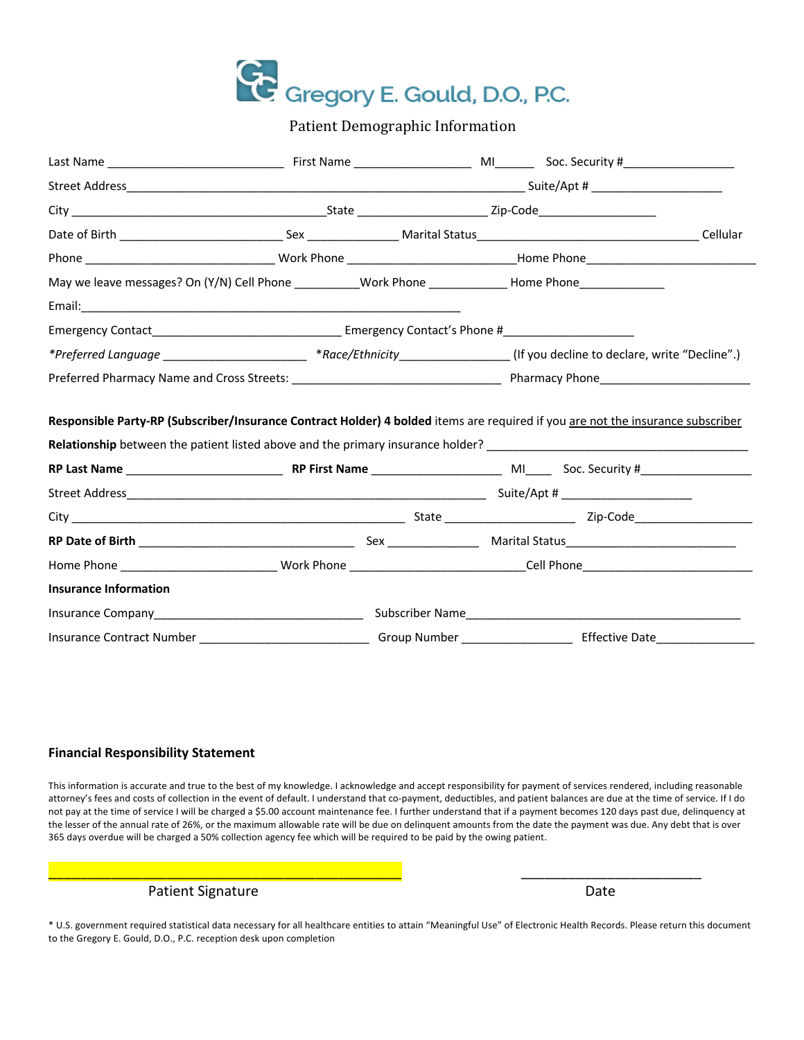# Gregory E. Gould, D.O., P.C.

## Patient Demographic Information

Last Name ___________________________ First Name __________________ MI______ Soc. Security #_________________

Street Address_____________________________________________________________ Suite/Apt # ____________________

City _______________________________________State ____________________ Zip-Code__________________

Date of Birth _________________________ Sex ______________ Marital Status__________________________________ Cellular Phone _____________________________ Work Phone _________________________Home Phone_________________________

May we leave messages? On (Y/N) Cell Phone __________Work Phone ____________ Home Phone_____________

Email:__________________________________________________________

Emergency Contact______________________________ Emergency Contact's Phone #___________________

*Preferred Language* ______________________ **Race/Ethnicity*_________________ (If you decline to declare, write "Decline".)

Preferred Pharmacy Name and Cross Streets: ________________________________ Pharmacy Phone______________________

**Responsible Party-RP (Subscriber/Insurance Contract Holder) 4 bolded** items are required if you are not the insurance subscriber

**Relationship** between the patient listed above and the primary insurance holder? _______________________________________

**RP Last Name** ________________________ **RP First Name** ____________________ MI____ Soc. Security #_________________

Street Address___________________________________________________________ Suite/Apt # ____________________

City ___________________________________________________ State ____________________ Zip-Code__________________

**RP Date of Birth** ________________________________ Sex ______________ Marital Status__________________________

Home Phone _______________________ Work Phone ___________________________Cell Phone__________________________

**Insurance Information**

Insurance Company________________________________ Subscriber Name___________________________________________

Insurance Contract Number ___________________________ Group Number _________________ Effective Date________________

**Financial Responsibility Statement**

This information is accurate and true to the best of my knowledge. I acknowledge and accept responsibility for payment of services rendered, including reasonable attorney's fees and costs of collection in the event of default. I understand that co-payment, deductibles, and patient balances are due at the time of service. If I do not pay at the time of service I will be charged a $5.00 account maintenance fee. I further understand that if a payment becomes 120 days past due, delinquency at the lesser of the annual rate of 26%, or the maximum allowable rate will be due on delinquent amounts from the date the payment was due. Any debt that is over 365 days overdue will be charged a 50% collection agency fee which will be required to be paid by the owing patient.

_______________________________________________ Patient Signature

__________________________ Date

* U.S. government required statistical data necessary for all healthcare entities to attain "Meaningful Use" of Electronic Health Records. Please return this document to the Gregory E. Gould, D.O., P.C. reception desk upon completion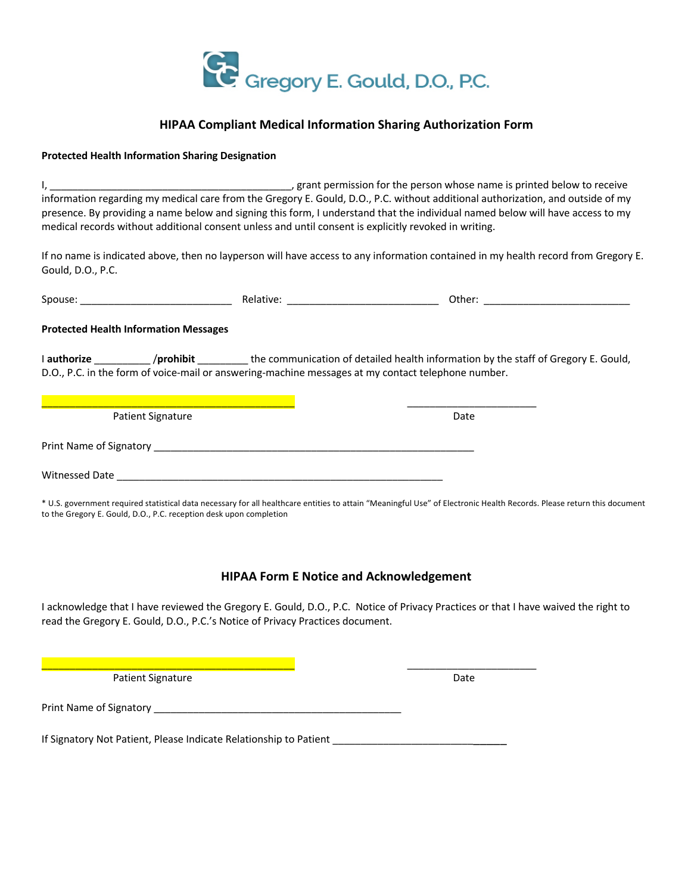Gregory E. Gould, D.O., P.C.

## HIPAA Compliant Medical Information Sharing Authorization Form

**Protected Health Information Sharing Designation**

I, ___________________________________________, grant permission for the person whose name is printed below to receive information regarding my medical care from the Gregory E. Gould, D.O., P.C. without additional authorization, and outside of my presence. By providing a name below and signing this form, I understand that the individual named below will have access to my medical records without additional consent unless and until consent is explicitly revoked in writing.

If no name is indicated above, then no layperson will have access to any information contained in my health record from Gregory E. Gould, D.O., P.C.

Spouse: ___________________________ Relative: ___________________________ Other: ___________________________

**Protected Health Information Messages**

I **authorize** __________ /**prohibit** _________ the communication of detailed health information by the staff of Gregory E. Gould, D.O., P.C. in the form of voice-mail or answering-machine messages at my contact telephone number.

_____________________________________________ _______________________

Patient Signature Date

Print Name of Signatory __________________________________________________________

Witnessed Date __________________________________________________________

* U.S. government required statistical data necessary for all healthcare entities to attain "Meaningful Use" of Electronic Health Records. Please return this document to the Gregory E. Gould, D.O., P.C. reception desk upon completion

## HIPAA Form E Notice and Acknowledgement

I acknowledge that I have reviewed the Gregory E. Gould, D.O., P.C. Notice of Privacy Practices or that I have waived the right to read the Gregory E. Gould, D.O., P.C.'s Notice of Privacy Practices document.

_____________________________________________ _______________________

Patient Signature Date

Print Name of Signatory _____________________________________________

If Signatory Not Patient, Please Indicate Relationship to Patient _______________________________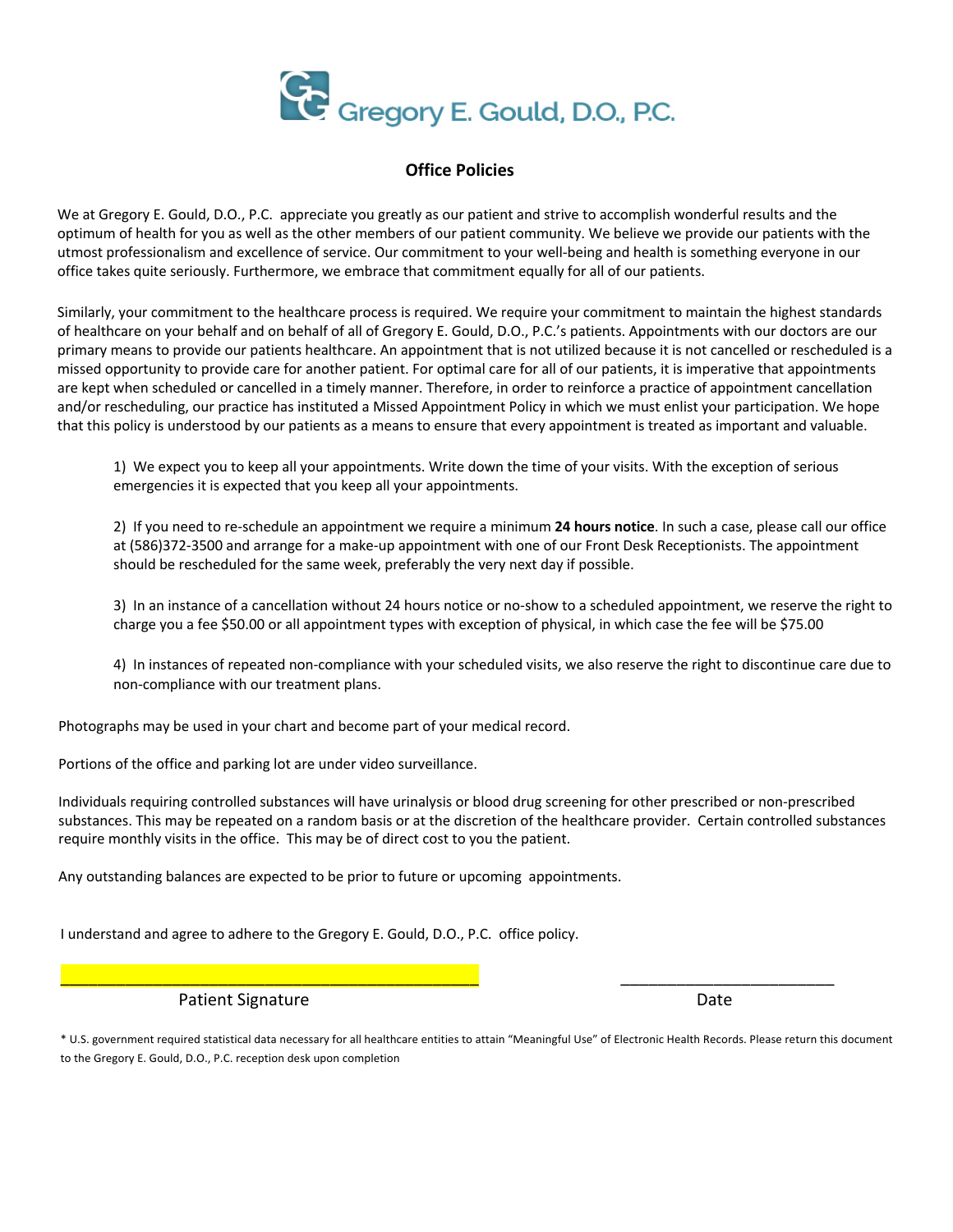Gregory E. Gould, D.O., P.C.

## Office Policies

We at Gregory E. Gould, D.O., P.C. appreciate you greatly as our patient and strive to accomplish wonderful results and the optimum of health for you as well as the other members of our patient community. We believe we provide our patients with the utmost professionalism and excellence of service. Our commitment to your well-being and health is something everyone in our office takes quite seriously. Furthermore, we embrace that commitment equally for all of our patients.

Similarly, your commitment to the healthcare process is required. We require your commitment to maintain the highest standards of healthcare on your behalf and on behalf of all of Gregory E. Gould, D.O., P.C.'s patients. Appointments with our doctors are our primary means to provide our patients healthcare. An appointment that is not utilized because it is not cancelled or rescheduled is a missed opportunity to provide care for another patient. For optimal care for all of our patients, it is imperative that appointments are kept when scheduled or cancelled in a timely manner. Therefore, in order to reinforce a practice of appointment cancellation and/or rescheduling, our practice has instituted a Missed Appointment Policy in which we must enlist your participation. We hope that this policy is understood by our patients as a means to ensure that every appointment is treated as important and valuable.

1) We expect you to keep all your appointments. Write down the time of your visits. With the exception of serious emergencies it is expected that you keep all your appointments.

2) If you need to re-schedule an appointment we require a minimum **24 hours notice**. In such a case, please call our office at (586)372-3500 and arrange for a make-up appointment with one of our Front Desk Receptionists. The appointment should be rescheduled for the same week, preferably the very next day if possible.

3) In an instance of a cancellation without 24 hours notice or no-show to a scheduled appointment, we reserve the right to charge you a fee $50.00 or all appointment types with exception of physical, in which case the fee will be $75.00

4) In instances of repeated non-compliance with your scheduled visits, we also reserve the right to discontinue care due to non-compliance with our treatment plans.

Photographs may be used in your chart and become part of your medical record.

Portions of the office and parking lot are under video surveillance.

Individuals requiring controlled substances will have urinalysis or blood drug screening for other prescribed or non-prescribed substances. This may be repeated on a random basis or at the discretion of the healthcare provider. Certain controlled substances require monthly visits in the office. This may be of direct cost to you the patient.

Any outstanding balances are expected to be prior to future or upcoming appointments.

I understand and agree to adhere to the Gregory E. Gould, D.O., P.C. office policy.

______________________________________________ Patient Signature

________________________ Date

* U.S. government required statistical data necessary for all healthcare entities to attain "Meaningful Use" of Electronic Health Records. Please return this document to the Gregory E. Gould, D.O., P.C. reception desk upon completion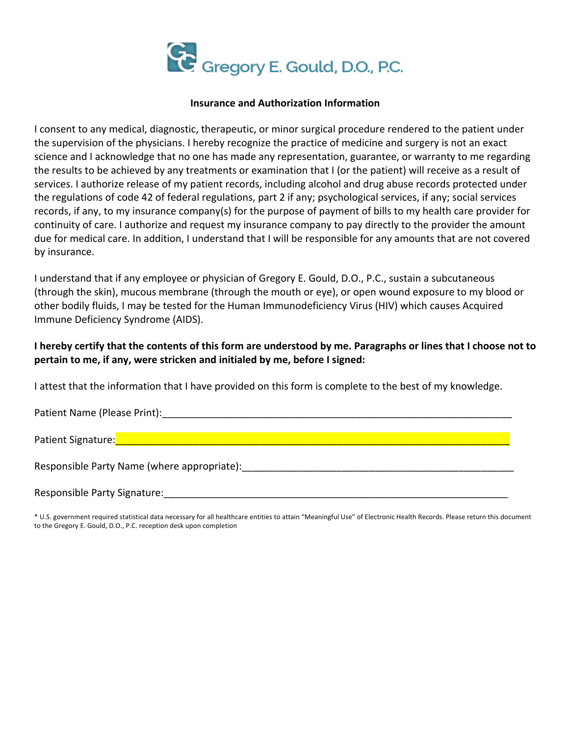# Gregory E. Gould, D.O., P.C.

**Insurance and Authorization Information**

I consent to any medical, diagnostic, therapeutic, or minor surgical procedure rendered to the patient under the supervision of the physicians. I hereby recognize the practice of medicine and surgery is not an exact science and I acknowledge that no one has made any representation, guarantee, or warranty to me regarding the results to be achieved by any treatments or examination that I (or the patient) will receive as a result of services. I authorize release of my patient records, including alcohol and drug abuse records protected under the regulations of code 42 of federal regulations, part 2 if any; psychological services, if any; social services records, if any, to my insurance company(s) for the purpose of payment of bills to my health care provider for continuity of care. I authorize and request my insurance company to pay directly to the provider the amount due for medical care. In addition, I understand that I will be responsible for any amounts that are not covered by insurance.

I understand that if any employee or physician of Gregory E. Gould, D.O., P.C., sustain a subcutaneous (through the skin), mucous membrane (through the mouth or eye), or open wound exposure to my blood or other bodily fluids, I may be tested for the Human Immunodeficiency Virus (HIV) which causes Acquired Immune Deficiency Syndrome (AIDS).

**I hereby certify that the contents of this form are understood by me. Paragraphs or lines that I choose not to pertain to me, if any, were stricken and initialed by me, before I signed:**

I attest that the information that I have provided on this form is complete to the best of my knowledge.

Patient Name (Please Print):_______________________________________________________________

Patient Signature:_______________________________________________________________

Responsible Party Name (where appropriate):_______________________________________________________________

Responsible Party Signature:_______________________________________________________________

* U.S. government required statistical data necessary for all healthcare entities to attain "Meaningful Use" of Electronic Health Records. Please return this document to the Gregory E. Gould, D.O., P.C. reception desk upon completion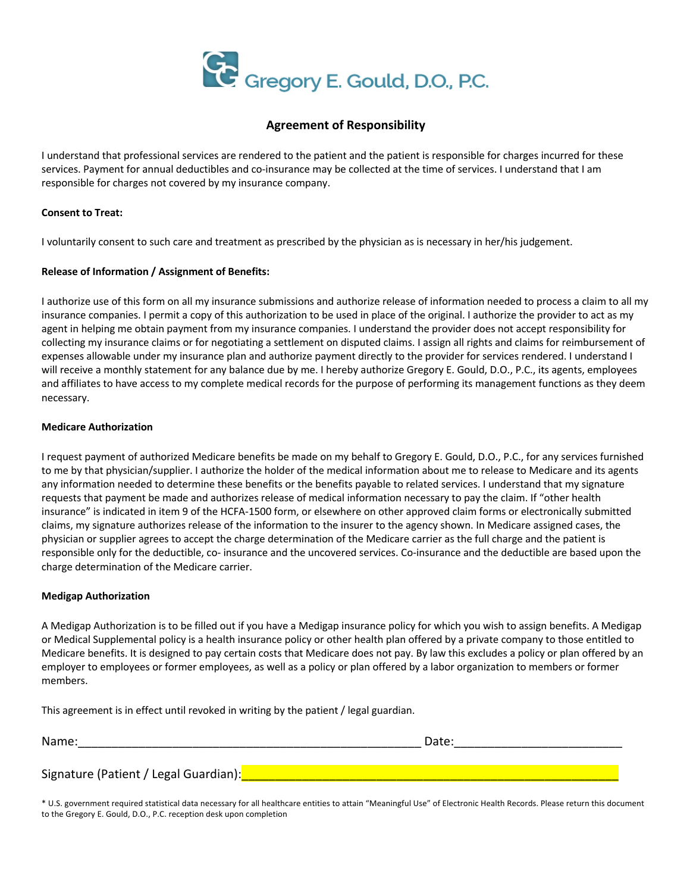Gregory E. Gould, D.O., P.C.

## Agreement of Responsibility

I understand that professional services are rendered to the patient and the patient is responsible for charges incurred for these services. Payment for annual deductibles and co-insurance may be collected at the time of services. I understand that I am responsible for charges not covered by my insurance company.

**Consent to Treat:**

I voluntarily consent to such care and treatment as prescribed by the physician as is necessary in her/his judgement.

**Release of Information / Assignment of Benefits:**

I authorize use of this form on all my insurance submissions and authorize release of information needed to process a claim to all my insurance companies. I permit a copy of this authorization to be used in place of the original. I authorize the provider to act as my agent in helping me obtain payment from my insurance companies. I understand the provider does not accept responsibility for collecting my insurance claims or for negotiating a settlement on disputed claims. I assign all rights and claims for reimbursement of expenses allowable under my insurance plan and authorize payment directly to the provider for services rendered. I understand I will receive a monthly statement for any balance due by me. I hereby authorize Gregory E. Gould, D.O., P.C., its agents, employees and affiliates to have access to my complete medical records for the purpose of performing its management functions as they deem necessary.

**Medicare Authorization**

I request payment of authorized Medicare benefits be made on my behalf to Gregory E. Gould, D.O., P.C., for any services furnished to me by that physician/supplier. I authorize the holder of the medical information about me to release to Medicare and its agents any information needed to determine these benefits or the benefits payable to related services. I understand that my signature requests that payment be made and authorizes release of medical information necessary to pay the claim. If "other health insurance" is indicated in item 9 of the HCFA-1500 form, or elsewhere on other approved claim forms or electronically submitted claims, my signature authorizes release of the information to the insurer to the agency shown. In Medicare assigned cases, the physician or supplier agrees to accept the charge determination of the Medicare carrier as the full charge and the patient is responsible only for the deductible, co- insurance and the uncovered services. Co-insurance and the deductible are based upon the charge determination of the Medicare carrier.

**Medigap Authorization**

A Medigap Authorization is to be filled out if you have a Medigap insurance policy for which you wish to assign benefits. A Medigap or Medical Supplemental policy is a health insurance policy or other health plan offered by a private company to those entitled to Medicare benefits. It is designed to pay certain costs that Medicare does not pay. By law this excludes a policy or plan offered by an employer to employees or former employees, as well as a policy or plan offered by a labor organization to members or former members.

This agreement is in effect until revoked in writing by the patient / legal guardian.

Name:_____________________________________________________ Date:________________________

Signature (Patient / Legal Guardian):__________________________________________________________

* U.S. government required statistical data necessary for all healthcare entities to attain "Meaningful Use" of Electronic Health Records. Please return this document to the Gregory E. Gould, D.O., P.C. reception desk upon completion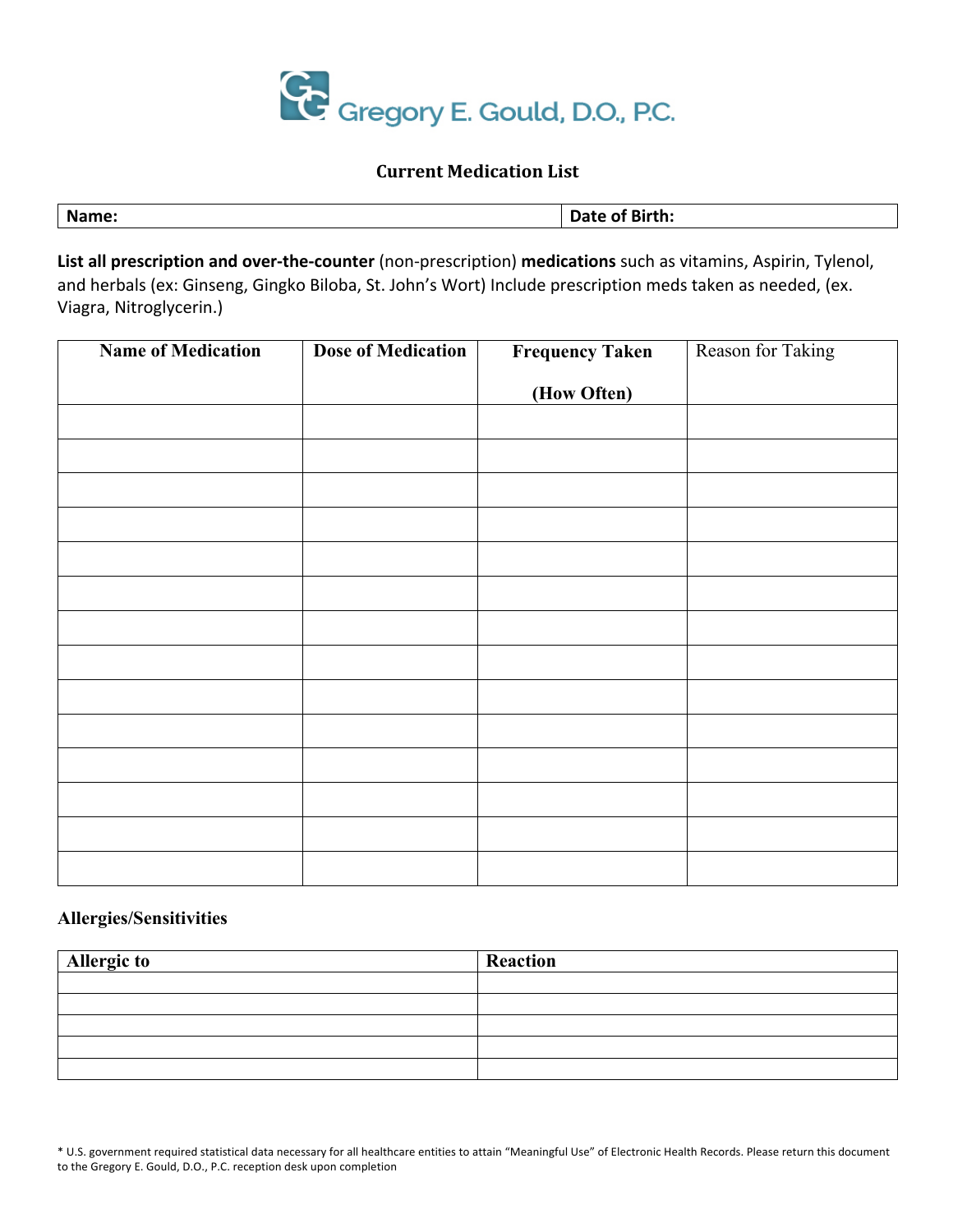Gregory E. Gould, D.O., P.C.

## Current Medication List

| Name: | Date of Birth: |
|---|---|

**List all prescription and over-the-counter** (non-prescription) **medications** such as vitamins, Aspirin, Tylenol, and herbals (ex: Ginseng, Gingko Biloba, St. John's Wort) Include prescription meds taken as needed, (ex. Viagra, Nitroglycerin.)

| Name of Medication | Dose of Medication | Frequency Taken (How Often) | Reason for Taking |
|---|---|---|---|
| | | | |
| | | | |
| | | | |
| | | | |
| | | | |
| | | | |
| | | | |
| | | | |
| | | | |
| | | | |
| | | | |
| | | | |
| | | | |
| | | | |

### Allergies/Sensitivities

| Allergic to | Reaction |
|---|---|
| | |
| | |
| | |
| | |
| | |

* U.S. government required statistical data necessary for all healthcare entities to attain "Meaningful Use" of Electronic Health Records. Please return this document to the Gregory E. Gould, D.O., P.C. reception desk upon completion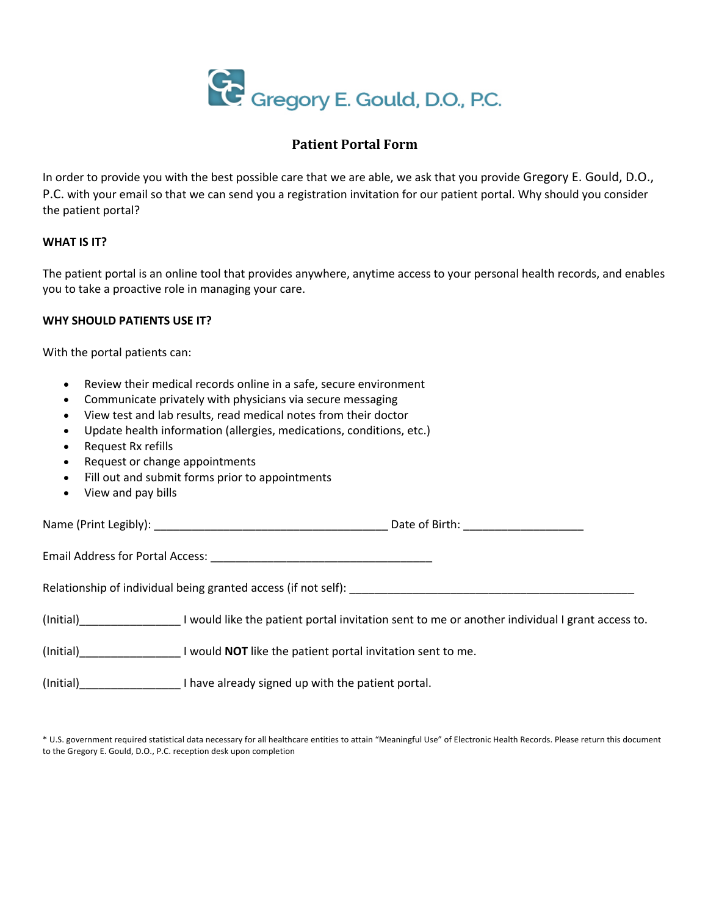Gregory E. Gould, D.O., P.C.

# Patient Portal Form

In order to provide you with the best possible care that we are able, we ask that you provide Gregory E. Gould, D.O., P.C. with your email so that we can send you a registration invitation for our patient portal. Why should you consider the patient portal?

**WHAT IS IT?**

The patient portal is an online tool that provides anywhere, anytime access to your personal health records, and enables you to take a proactive role in managing your care.

**WHY SHOULD PATIENTS USE IT?**

With the portal patients can:

- Review their medical records online in a safe, secure environment
- Communicate privately with physicians via secure messaging
- View test and lab results, read medical notes from their doctor
- Update health information (allergies, medications, conditions, etc.)
- Request Rx refills
- Request or change appointments
- Fill out and submit forms prior to appointments
- View and pay bills

Name (Print Legibly): ______________________________________ Date of Birth: ___________________

Email Address for Portal Access: ___________________________________

Relationship of individual being granted access (if not self): _____________________________________________

(Initial)________________ I would like the patient portal invitation sent to me or another individual I grant access to.

(Initial)________________ I would **NOT** like the patient portal invitation sent to me.

(Initial)________________ I have already signed up with the patient portal.

* U.S. government required statistical data necessary for all healthcare entities to attain "Meaningful Use" of Electronic Health Records. Please return this document to the Gregory E. Gould, D.O., P.C. reception desk upon completion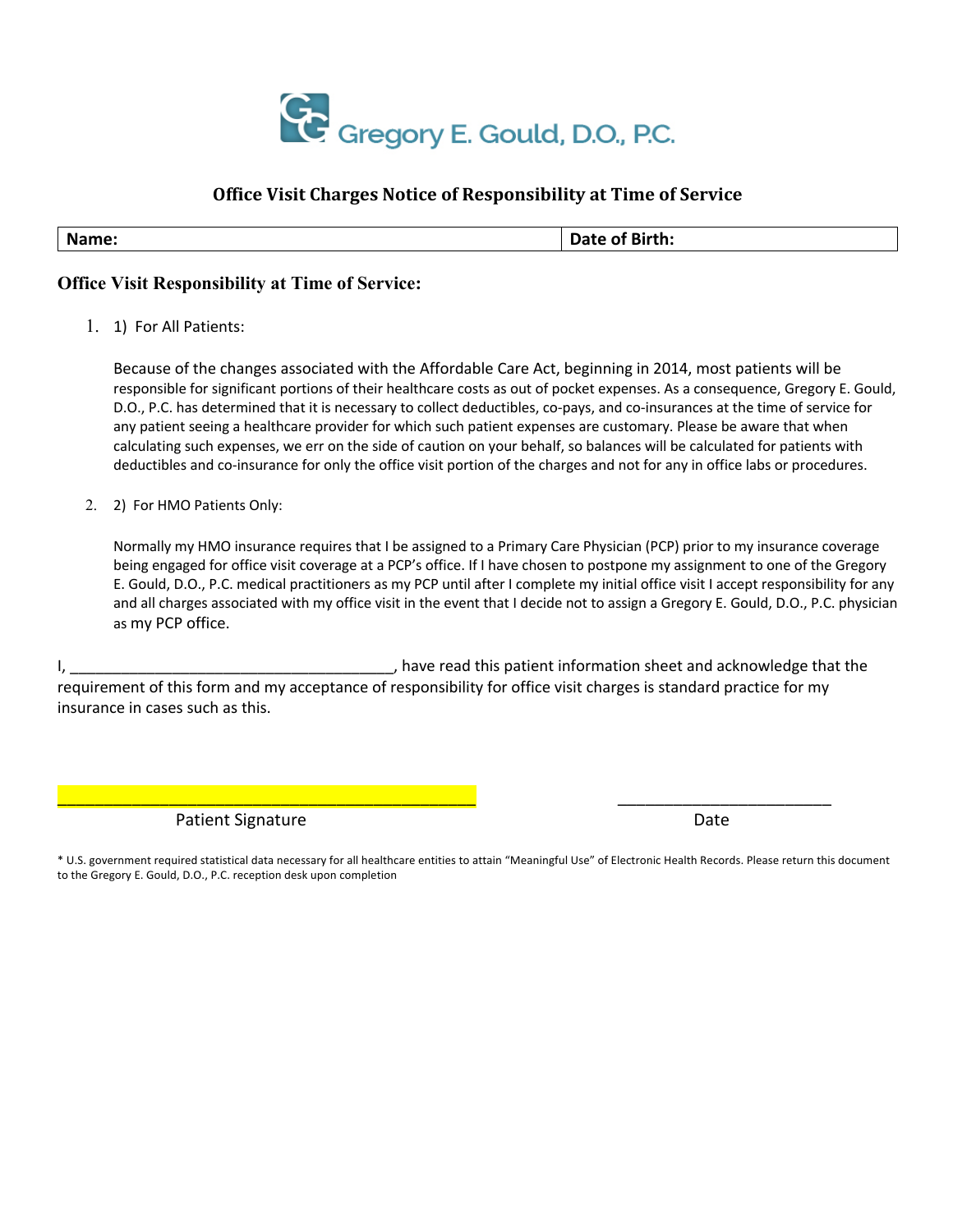Gregory E. Gould, D.O., P.C.

## Office Visit Charges Notice of Responsibility at Time of Service

| Name: | Date of Birth: |
|---|---|

### Office Visit Responsibility at Time of Service:

1. 1) For All Patients:

   Because of the changes associated with the Affordable Care Act, beginning in 2014, most patients will be responsible for significant portions of their healthcare costs as out of pocket expenses. As a consequence, Gregory E. Gould, D.O., P.C. has determined that it is necessary to collect deductibles, co-pays, and co-insurances at the time of service for any patient seeing a healthcare provider for which such patient expenses are customary. Please be aware that when calculating such expenses, we err on the side of caution on your behalf, so balances will be calculated for patients with deductibles and co-insurance for only the office visit portion of the charges and not for any in office labs or procedures.

2. 2) For HMO Patients Only:

   Normally my HMO insurance requires that I be assigned to a Primary Care Physician (PCP) prior to my insurance coverage being engaged for office visit coverage at a PCP's office. If I have chosen to postpone my assignment to one of the Gregory E. Gould, D.O., P.C. medical practitioners as my PCP until after I complete my initial office visit I accept responsibility for any and all charges associated with my office visit in the event that I decide not to assign a Gregory E. Gould, D.O., P.C. physician as my PCP office.

I, ______________________________________, have read this patient information sheet and acknowledge that the requirement of this form and my acceptance of responsibility for office visit charges is standard practice for my insurance in cases such as this.

_______________________________________________ Patient Signature

_________________________ Date

* U.S. government required statistical data necessary for all healthcare entities to attain "Meaningful Use" of Electronic Health Records. Please return this document to the Gregory E. Gould, D.O., P.C. reception desk upon completion